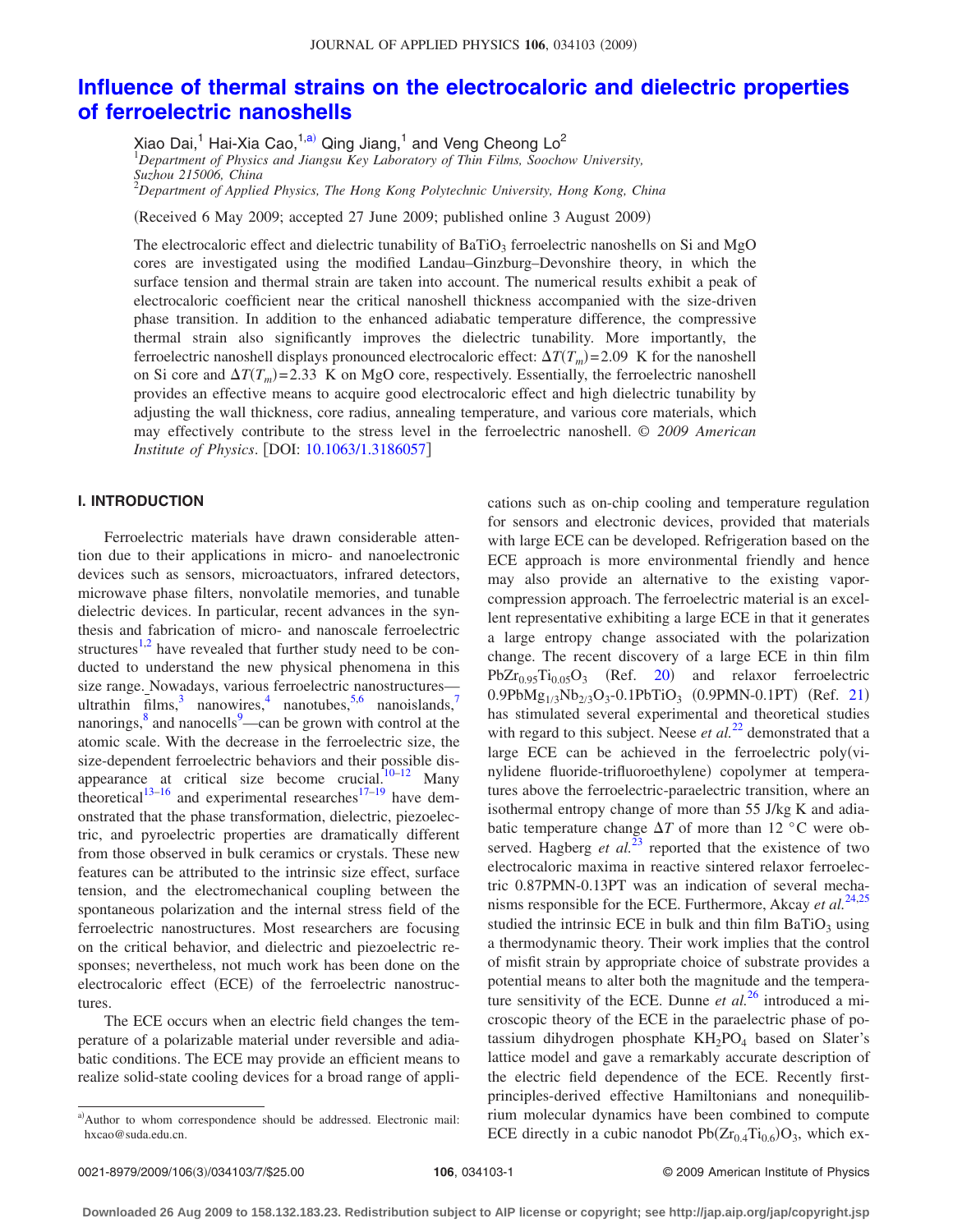# Influence of thermal strains on the electrocaloric and dielectric properties of ferroelectric nanoshells

Xiao Dai,[1] Hai-Xia Cao,[1,a)] Qing Jiang,[1] and Veng Cheong Lo[2]

[1]*Department of Physics and Jiangsu Key Laboratory of Thin Films, Soochow University, Suzhou 215006, China*

[2]*Department of Applied Physics, The Hong Kong Polytechnic University, Hong Kong, China*

(Received 6 May 2009; accepted 27 June 2009; published online 3 August 2009)

The electrocaloric effect and dielectric tunability of $BaTiO_3$ ferroelectric nanoshells on Si and MgO cores are investigated using the modified Landau–Ginzburg–Devonshire theory, in which the surface tension and thermal strain are taken into account. The numerical results exhibit a peak of electrocaloric coefficient near the critical nanoshell thickness accompanied with the size-driven phase transition. In addition to the enhanced adiabatic temperature difference, the compressive thermal strain also significantly improves the dielectric tunability. More importantly, the ferroelectric nanoshell displays pronounced electrocaloric effect: $\Delta T(T_m)=2.09$ K for the nanoshell on Si core and $\Delta T(T_m)=2.33$ K on MgO core, respectively. Essentially, the ferroelectric nanoshell provides an effective means to acquire good electrocaloric effect and high dielectric tunability by adjusting the wall thickness, core radius, annealing temperature, and various core materials, which may effectively contribute to the stress level in the ferroelectric nanoshell. © *2009 American Institute of Physics*. [DOI: 10.1063/1.3186057]

## I. INTRODUCTION

Ferroelectric materials have drawn considerable attention due to their applications in micro- and nanoelectronic devices such as sensors, microactuators, infrared detectors, microwave phase filters, nonvolatile memories, and tunable dielectric devices. In particular, recent advances in the synthesis and fabrication of micro- and nanoscale ferroelectric structures[1,2] have revealed that further study need to be conducted to understand the new physical phenomena in this size range. Nowadays, various ferroelectric nanostructures—ultrathin films,[3] nanowires,[4] nanotubes,[5,6] nanoislands,[7] nanorings,[8] and nanocells[9]—can be grown with control at the atomic scale. With the decrease in the ferroelectric size, the size-dependent ferroelectric behaviors and their possible disappearance at critical size become crucial.[10–12] Many theoretical[13–16] and experimental researches[17–19] have demonstrated that the phase transformation, dielectric, piezoelectric, and pyroelectric properties are dramatically different from those observed in bulk ceramics or crystals. These new features can be attributed to the intrinsic size effect, surface tension, and the electromechanical coupling between the spontaneous polarization and the internal stress field of the ferroelectric nanostructures. Most researchers are focusing on the critical behavior, and dielectric and piezoelectric responses; nevertheless, not much work has been done on the electrocaloric effect (ECE) of the ferroelectric nanostructures.

The ECE occurs when an electric field changes the temperature of a polarizable material under reversible and adiabatic conditions. The ECE may provide an efficient means to realize solid-state cooling devices for a broad range of applications such as on-chip cooling and temperature regulation for sensors and electronic devices, provided that materials with large ECE can be developed. Refrigeration based on the ECE approach is more environmental friendly and hence may also provide an alternative to the existing vapor-compression approach. The ferroelectric material is an excellent representative exhibiting a large ECE in that it generates a large entropy change associated with the polarization change. The recent discovery of a large ECE in thin film $PbZr_{0.95}Ti_{0.05}O_3$ (Ref. 20) and relaxor ferroelectric $0.9PbMg_{1/3}Nb_{2/3}O_3$-$0.1PbTiO_3$ (0.9PMN-0.1PT) (Ref. 21) has stimulated several experimental and theoretical studies with regard to this subject. Neese *et al.*[22] demonstrated that a large ECE can be achieved in the ferroelectric poly(vinylidene fluoride-trifluoroethylene) copolymer at temperatures above the ferroelectric-paraelectric transition, where an isothermal entropy change of more than 55 J/kg K and adiabatic temperature change $\Delta T$ of more than 12 °C were observed. Hagberg *et al.*[23] reported that the existence of two electrocaloric maxima in reactive sintered relaxor ferroelectric 0.87PMN-0.13PT was an indication of several mechanisms responsible for the ECE. Furthermore, Akcay *et al.*[24,25] studied the intrinsic ECE in bulk and thin film $BaTiO_3$ using a thermodynamic theory. Their work implies that the control of misfit strain by appropriate choice of substrate provides a potential means to alter both the magnitude and the temperature sensitivity of the ECE. Dunne *et al.*[26] introduced a microscopic theory of the ECE in the paraelectric phase of potassium dihydrogen phosphate $KH_2PO_4$ based on Slater's lattice model and gave a remarkably accurate description of the electric field dependence of the ECE. Recently first-principles-derived effective Hamiltonians and nonequilibrium molecular dynamics have been combined to compute ECE directly in a cubic nanodot $Pb(Zr_{0.4}Ti_{0.6})O_3$, which ex-

[a)]Author to whom correspondence should be addressed. Electronic mail: hxcao@suda.edu.cn.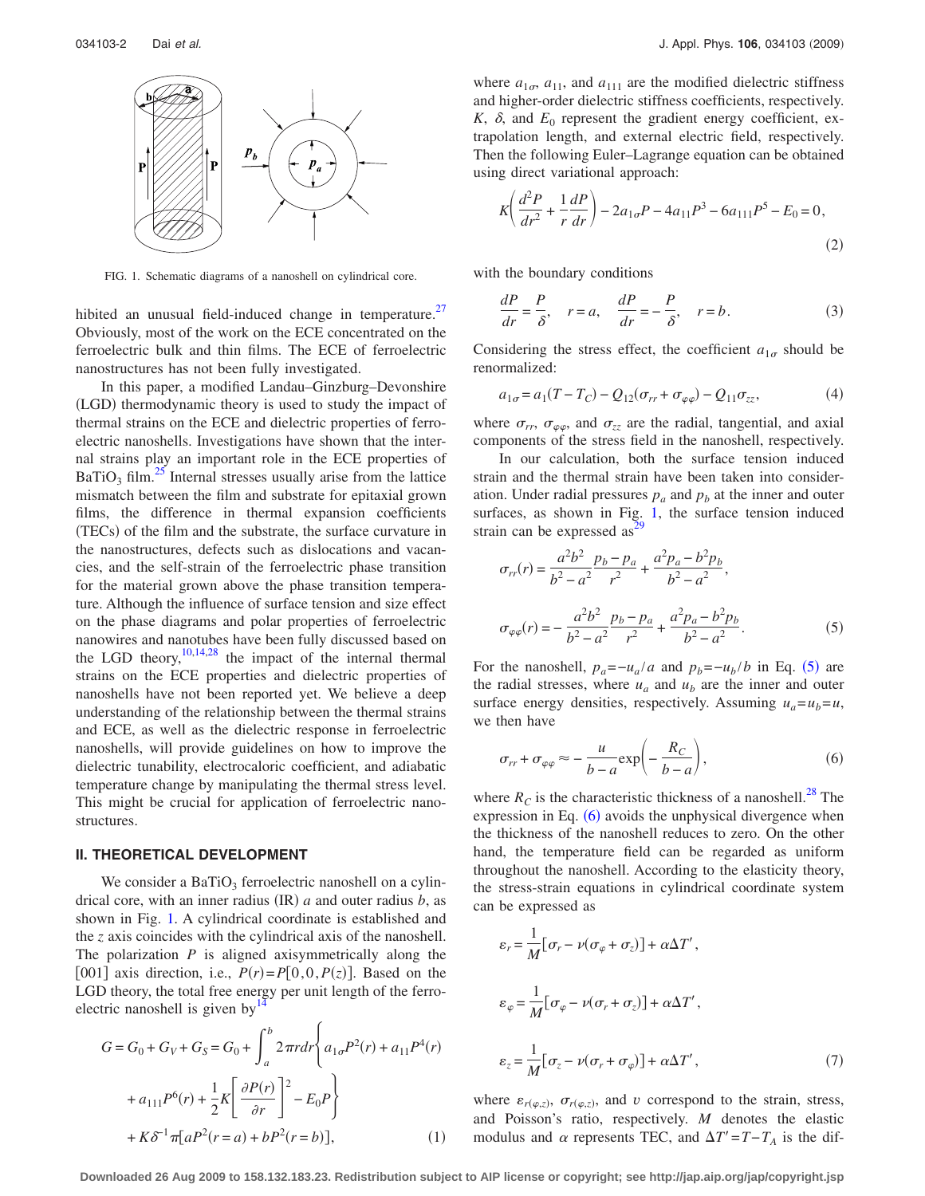FIG. 1. Schematic diagrams of a nanoshell on cylindrical core.

hibited an unusual field-induced change in temperature.[27] Obviously, most of the work on the ECE concentrated on the ferroelectric bulk and thin films. The ECE of ferroelectric nanostructures has not been fully investigated.

In this paper, a modified Landau–Ginzburg–Devonshire (LGD) thermodynamic theory is used to study the impact of thermal strains on the ECE and dielectric properties of ferroelectric nanoshells. Investigations have shown that the internal strains play an important role in the ECE properties of $BaTiO_3$ film.[25] Internal stresses usually arise from the lattice mismatch between the film and substrate for epitaxial grown films, the difference in thermal expansion coefficients (TECs) of the film and the substrate, the surface curvature in the nanostructures, defects such as dislocations and vacancies, and the self-strain of the ferroelectric phase transition for the material grown above the phase transition temperature. Although the influence of surface tension and size effect on the phase diagrams and polar properties of ferroelectric nanowires and nanotubes have been fully discussed based on the LGD theory,[10,14,28] the impact of the internal thermal strains on the ECE properties and dielectric properties of nanoshells have not been reported yet. We believe a deep understanding of the relationship between the thermal strains and ECE, as well as the dielectric response in ferroelectric nanoshells, will provide guidelines on how to improve the dielectric tunability, electrocaloric coefficient, and adiabatic temperature change by manipulating the thermal stress level. This might be crucial for application of ferroelectric nanostructures.

## II. THEORETICAL DEVELOPMENT

We consider a $BaTiO_3$ ferroelectric nanoshell on a cylindrical core, with an inner radius (IR) $a$ and outer radius $b$, as shown in Fig. 1. A cylindrical coordinate is established and the $z$ axis coincides with the cylindrical axis of the nanoshell. The polarization $P$ is aligned axisymmetrically along the [001] axis direction, i.e., $P(r)=P[0,0,P(z)]$. Based on the LGD theory, the total free energy per unit length of the ferroelectric nanoshell is given by[14]

$$G = G_0 + G_V + G_S = G_0 + \int_a^b 2\pi r dr \left\{ a_{1\sigma}P^2(r) + a_{11}P^4(r) + a_{111}P^6(r) + \frac{1}{2}K\left[\frac{\partial P(r)}{\partial r}\right]^2 - E_0 P \right\} + K\delta^{-1}\pi[aP^2(r=a) + bP^2(r=b)], \tag{1}$$

where $a_{1\sigma}$, $a_{11}$, and $a_{111}$ are the modified dielectric stiffness and higher-order dielectric stiffness coefficients, respectively. $K$, $\delta$, and $E_0$ represent the gradient energy coefficient, extrapolation length, and external electric field, respectively. Then the following Euler–Lagrange equation can be obtained using direct variational approach:

$$K\left(\frac{d^2P}{dr^2} + \frac{1}{r}\frac{dP}{dr}\right) - 2a_{1\sigma}P - 4a_{11}P^3 - 6a_{111}P^5 - E_0 = 0, \tag{2}$$

with the boundary conditions

$$\frac{dP}{dr} = \frac{P}{\delta}, \quad r = a, \quad \frac{dP}{dr} = -\frac{P}{\delta}, \quad r = b. \tag{3}$$

Considering the stress effect, the coefficient $a_{1\sigma}$ should be renormalized:

$$a_{1\sigma} = a_1(T - T_C) - Q_{12}(\sigma_{rr} + \sigma_{\varphi\varphi}) - Q_{11}\sigma_{zz}, \tag{4}$$

where $\sigma_{rr}$, $\sigma_{\varphi\varphi}$, and $\sigma_{zz}$ are the radial, tangential, and axial components of the stress field in the nanoshell, respectively.

In our calculation, both the surface tension induced strain and the thermal strain have been taken into consideration. Under radial pressures $p_a$ and $p_b$ at the inner and outer surfaces, as shown in Fig. 1, the surface tension induced strain can be expressed as[29]

$$\sigma_{rr}(r) = \frac{a^2b^2}{b^2 - a^2}\frac{p_b - p_a}{r^2} + \frac{a^2p_a - b^2p_b}{b^2 - a^2},$$

$$\sigma_{\varphi\varphi}(r) = -\frac{a^2b^2}{b^2 - a^2}\frac{p_b - p_a}{r^2} + \frac{a^2p_a - b^2p_b}{b^2 - a^2}. \tag{5}$$

For the nanoshell, $p_a=-u_a/a$ and $p_b=-u_b/b$ in Eq. (5) are the radial stresses, where $u_a$ and $u_b$ are the inner and outer surface energy densities, respectively. Assuming $u_a=u_b=u$, we then have

$$\sigma_{rr} + \sigma_{\varphi\varphi} \approx -\frac{u}{b - a}\exp\left(-\frac{R_C}{b - a}\right), \tag{6}$$

where $R_C$ is the characteristic thickness of a nanoshell.[28] The expression in Eq. (6) avoids the unphysical divergence when the thickness of the nanoshell reduces to zero. On the other hand, the temperature field can be regarded as uniform throughout the nanoshell. According to the elasticity theory, the stress-strain equations in cylindrical coordinate system can be expressed as

$$\varepsilon_r = \frac{1}{M}[\sigma_r - \nu(\sigma_\varphi + \sigma_z)] + \alpha\Delta T',$$

$$\varepsilon_\varphi = \frac{1}{M}[\sigma_\varphi - \nu(\sigma_r + \sigma_z)] + \alpha\Delta T',$$

$$\varepsilon_z = \frac{1}{M}[\sigma_z - \nu(\sigma_r + \sigma_\varphi)] + \alpha\Delta T', \tag{7}$$

where $\varepsilon_{r(\varphi,z)}$, $\sigma_{r(\varphi,z)}$, and $\upsilon$ correspond to the strain, stress, and Poisson's ratio, respectively. $M$ denotes the elastic modulus and $\alpha$ represents TEC, and $\Delta T' = T - T_A$ is the dif-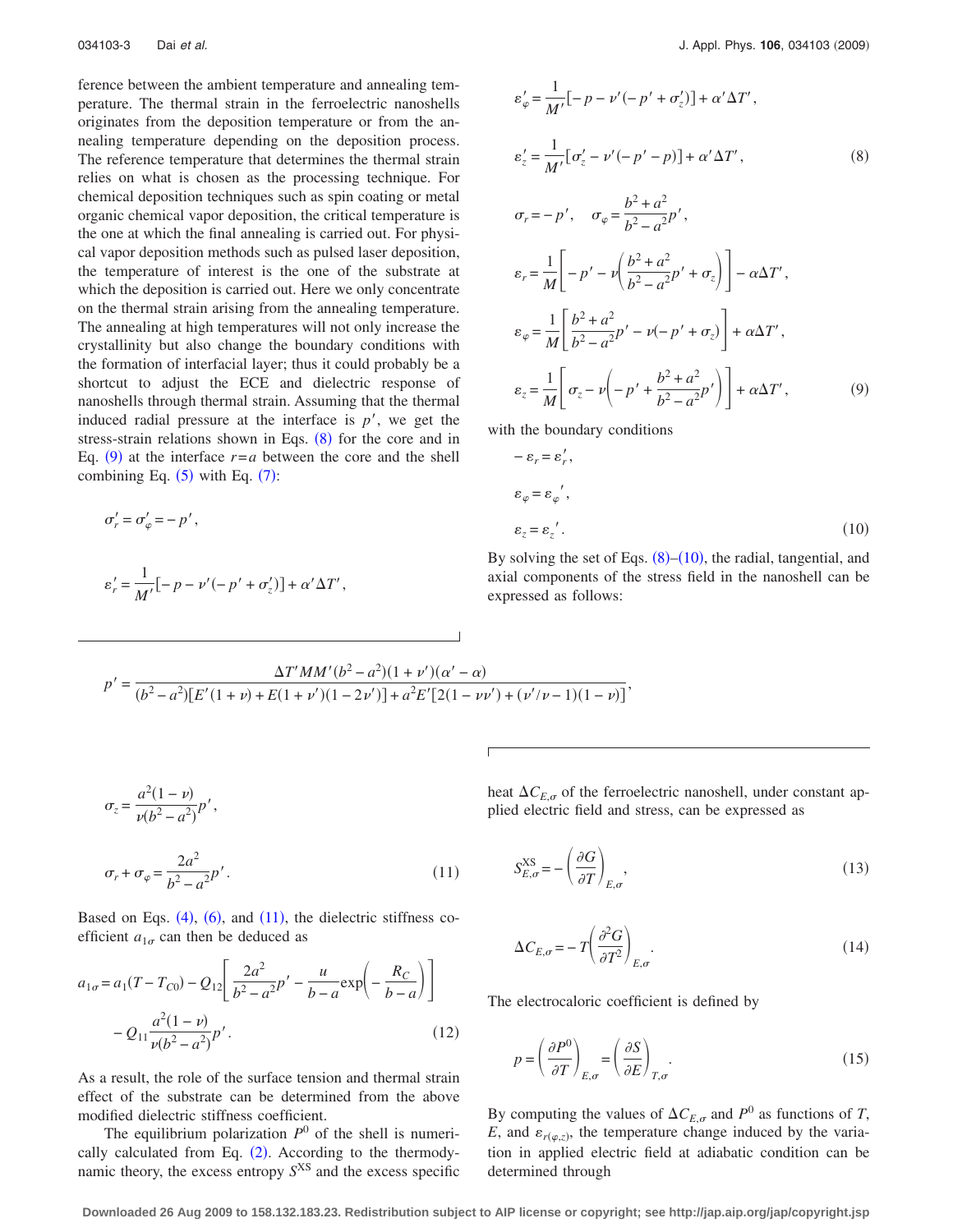ference between the ambient temperature and annealing temperature. The thermal strain in the ferroelectric nanoshells originates from the deposition temperature or from the annealing temperature depending on the deposition process. The reference temperature that determines the thermal strain relies on what is chosen as the processing technique. For chemical deposition techniques such as spin coating or metal organic chemical vapor deposition, the critical temperature is the one at which the final annealing is carried out. For physical vapor deposition methods such as pulsed laser deposition, the temperature of interest is the one of the substrate at which the deposition is carried out. Here we only concentrate on the thermal strain arising from the annealing temperature. The annealing at high temperatures will not only increase the crystallinity but also change the boundary conditions with the formation of interfacial layer; thus it could probably be a shortcut to adjust the ECE and dielectric response of nanoshells through thermal strain. Assuming that the thermal induced radial pressure at the interface is $p'$, we get the stress-strain relations shown in Eqs. (8) for the core and in Eq. (9) at the interface $r=a$ between the core and the shell combining Eq. (5) with Eq. (7):

$$\sigma_r' = \sigma_\varphi' = -p',$$

$$\varepsilon_r' = \frac{1}{M'}[-p - \nu'(-p' + \sigma_z')] + \alpha'\Delta T',$$

$$\varepsilon_\varphi' = \frac{1}{M'}[-p - \nu'(-p' + \sigma_z')] + \alpha'\Delta T',$$

$$\varepsilon_z' = \frac{1}{M'}[\sigma_z' - \nu'(-p' - p)] + \alpha'\Delta T', \tag{8}$$

$$\sigma_r = -p', \quad \sigma_\varphi = \frac{b^2+a^2}{b^2-a^2}p',$$

$$\varepsilon_r = \frac{1}{M}\left[-p' - \nu\left(\frac{b^2+a^2}{b^2-a^2}p' + \sigma_z\right)\right] - \alpha\Delta T',$$

$$\varepsilon_\varphi = \frac{1}{M}\left[\frac{b^2+a^2}{b^2-a^2}p' - \nu(-p' + \sigma_z)\right] + \alpha\Delta T',$$

$$\varepsilon_z = \frac{1}{M}\left[\sigma_z - \nu\left(-p' + \frac{b^2+a^2}{b^2-a^2}p'\right)\right] + \alpha\Delta T', \tag{9}$$

with the boundary conditions

$$-\varepsilon_r = \varepsilon_r',$$

$$\varepsilon_\varphi = \varepsilon_\varphi{}',$$

$$\varepsilon_z = \varepsilon_z{}'. \tag{10}$$

By solving the set of Eqs. (8)–(10), the radial, tangential, and axial components of the stress field in the nanoshell can be expressed as follows:

$$p' = \frac{\Delta T' M M'(b^2-a^2)(1+\nu')(\alpha'-\alpha)}{(b^2-a^2)[E'(1+\nu) + E(1+\nu')(1-2\nu')] + a^2E'[2(1-\nu\nu') + (\nu'/\nu - 1)(1-\nu)]},$$

$$\sigma_z = \frac{a^2(1-\nu)}{\nu(b^2-a^2)}p',$$

$$\sigma_r + \sigma_\varphi = \frac{2a^2}{b^2-a^2}p'. \tag{11}$$

Based on Eqs. (4), (6), and (11), the dielectric stiffness coefficient $a_{1\sigma}$ can then be deduced as

$$a_{1\sigma} = a_1(T - T_{C0}) - Q_{12}\left[\frac{2a^2}{b^2-a^2}p' - \frac{u}{b-a}\exp\left(-\frac{R_C}{b-a}\right)\right] - Q_{11}\frac{a^2(1-\nu)}{\nu(b^2-a^2)}p'. \tag{12}$$

As a result, the role of the surface tension and thermal strain effect of the substrate can be determined from the above modified dielectric stiffness coefficient.

The equilibrium polarization $P^0$ of the shell is numerically calculated from Eq. (2). According to the thermodynamic theory, the excess entropy $S^{\mathrm{XS}}$ and the excess specific heat $\Delta C_{E,\sigma}$ of the ferroelectric nanoshell, under constant applied electric field and stress, can be expressed as

$$S_{E,\sigma}^{\mathrm{XS}} = -\left(\frac{\partial G}{\partial T}\right)_{E,\sigma}, \tag{13}$$

$$\Delta C_{E,\sigma} = -T\left(\frac{\partial^2 G}{\partial T^2}\right)_{E,\sigma}. \tag{14}$$

The electrocaloric coefficient is defined by

$$p = \left(\frac{\partial P^0}{\partial T}\right)_{E,\sigma} = \left(\frac{\partial S}{\partial E}\right)_{T,\sigma}. \tag{15}$$

By computing the values of $\Delta C_{E,\sigma}$ and $P^0$ as functions of $T$, $E$, and $\varepsilon_{r(\varphi,z)}$, the temperature change induced by the variation in applied electric field at adiabatic condition can be determined through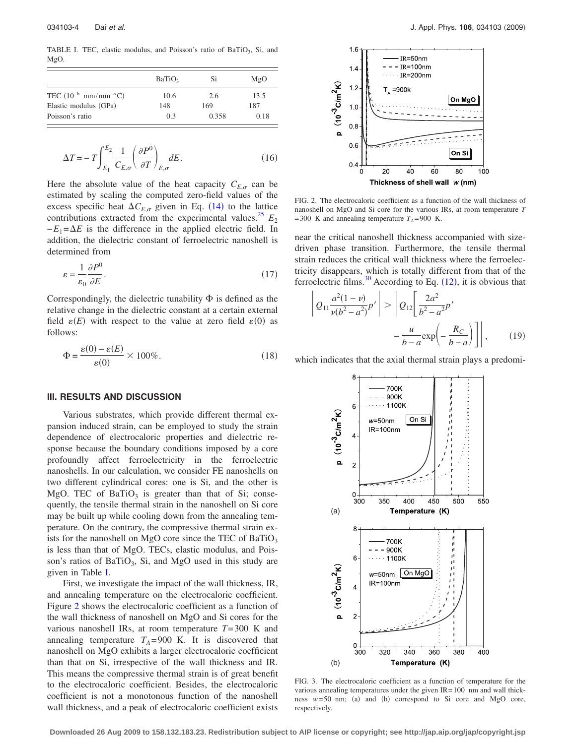TABLE I. TEC, elastic modulus, and Poisson's ratio of $BaTiO_3$, Si, and MgO.

| | $BaTiO_3$ | Si | MgO |
|---|---|---|---|
| TEC ($10^{-6}$ mm/mm °C) | 10.6 | 2.6 | 13.5 |
| Elastic modulus (GPa) | 148 | 169 | 187 |
| Poisson's ratio | 0.3 | 0.358 | 0.18 |

$$\Delta T = -T \int_{E_1}^{E_2} \frac{1}{C_{E,\sigma}} \left( \frac{\partial P^0}{\partial T} \right)_{E,\sigma} dE. \tag{16}$$

Here the absolute value of the heat capacity $C_{E,\sigma}$ can be estimated by scaling the computed zero-field values of the excess specific heat $\Delta C_{E,\sigma}$ given in Eq. (14) to the lattice contributions extracted from the experimental values.[25] $E_2 - E_1 = \Delta E$ is the difference in the applied electric field. In addition, the dielectric constant of ferroelectric nanoshell is determined from

$$\varepsilon = \frac{1}{\varepsilon_0} \frac{\partial P^0}{\partial E}. \tag{17}$$

Correspondingly, the dielectric tunability $\Phi$ is defined as the relative change in the dielectric constant at a certain external field $\varepsilon(E)$ with respect to the value at zero field $\varepsilon(0)$ as follows:

$$\Phi = \frac{\varepsilon(0) - \varepsilon(E)}{\varepsilon(0)} \times 100\%. \tag{18}$$

## III. RESULTS AND DISCUSSION

Various substrates, which provide different thermal expansion induced strain, can be employed to study the strain dependence of electrocaloric properties and dielectric response because the boundary conditions imposed by a core profoundly affect ferroelectricity in the ferroelectric nanoshells. In our calculation, we consider FE nanoshells on two different cylindrical cores: one is Si, and the other is MgO. TEC of $BaTiO_3$ is greater than that of Si; consequently, the tensile thermal strain in the nanoshell on Si core may be built up while cooling down from the annealing temperature. On the contrary, the compressive thermal strain exists for the nanoshell on MgO core since the TEC of $BaTiO_3$ is less than that of MgO. TECs, elastic modulus, and Poisson's ratios of $BaTiO_3$, Si, and MgO used in this study are given in Table I.

First, we investigate the impact of the wall thickness, IR, and annealing temperature on the electrocaloric coefficient. Figure 2 shows the electrocaloric coefficient as a function of the wall thickness of nanoshell on MgO and Si cores for the various nanoshell IRs, at room temperature $T=300$ K and annealing temperature $T_A=900$ K. It is discovered that nanoshell on MgO exhibits a larger electrocaloric coefficient than that on Si, irrespective of the wall thickness and IR. This means the compressive thermal strain is of great benefit to the electrocaloric coefficient. Besides, the electrocaloric coefficient is not a monotonous function of the nanoshell wall thickness, and a peak of electrocaloric coefficient exists near the critical nanoshell thickness accompanied with size-driven phase transition. Furthermore, the tensile thermal strain reduces the critical wall thickness where the ferroelectricity disappears, which is totally different from that of the ferroelectric films.[30] According to Eq. (12), it is obvious that

$$\left| Q_{11} \frac{a^2(1-\nu)}{\nu(b^2-a^2)} p' \right| > \left| Q_{12} \left[ \frac{2a^2}{b^2-a^2} p' - \frac{u}{b-a} \exp\left( -\frac{R_C}{b-a} \right) \right] \right|, \tag{19}$$

which indicates that the axial thermal strain plays a predomi-

FIG. 2. The electrocaloric coefficient as a function of the wall thickness of nanoshell on MgO and Si core for the various IRs, at room temperature $T = 300$ K and annealing temperature $T_A = 900$ K.

FIG. 3. The electrocaloric coefficient as a function of temperature for the various annealing temperatures under the given IR=100 nm and wall thickness $w=50$ nm; (a) and (b) correspond to Si core and MgO core, respectively.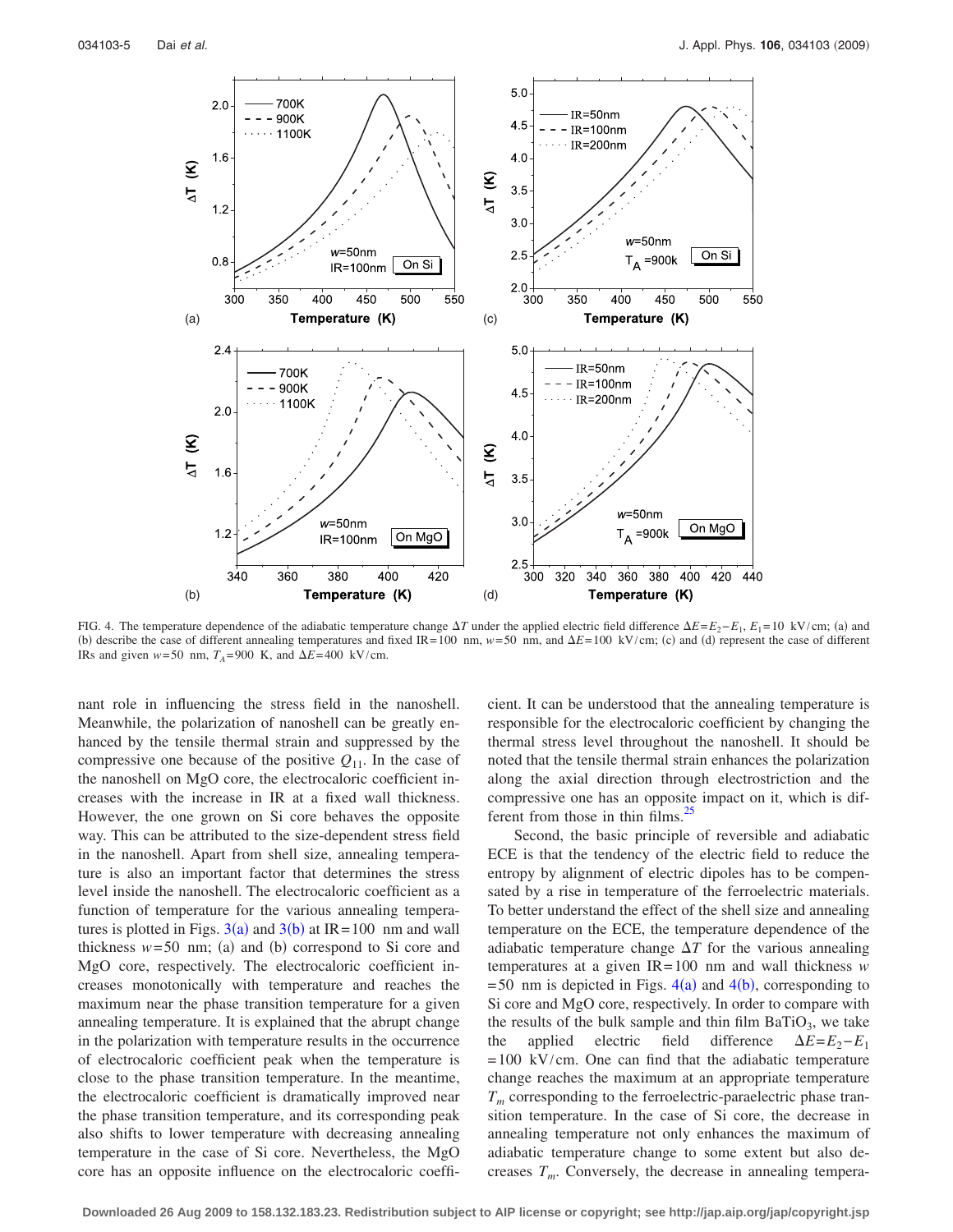FIG. 4. The temperature dependence of the adiabatic temperature change $\Delta T$ under the applied electric field difference $\Delta E = E_2 - E_1$, $E_1 = 10$ kV/cm; (a) and (b) describe the case of different annealing temperatures and fixed IR=100 nm, $w = 50$ nm, and $\Delta E = 100$ kV/cm; (c) and (d) represent the case of different IRs and given $w = 50$ nm, $T_A = 900$ K, and $\Delta E = 400$ kV/cm.

nant role in influencing the stress field in the nanoshell. Meanwhile, the polarization of nanoshell can be greatly enhanced by the tensile thermal strain and suppressed by the compressive one because of the positive $Q_{11}$. In the case of the nanoshell on MgO core, the electrocaloric coefficient increases with the increase in IR at a fixed wall thickness. However, the one grown on Si core behaves the opposite way. This can be attributed to the size-dependent stress field in the nanoshell. Apart from shell size, annealing temperature is also an important factor that determines the stress level inside the nanoshell. The electrocaloric coefficient as a function of temperature for the various annealing temperatures is plotted in Figs. 3(a) and 3(b) at IR=100 nm and wall thickness $w = 50$ nm; (a) and (b) correspond to Si core and MgO core, respectively. The electrocaloric coefficient increases monotonically with temperature and reaches the maximum near the phase transition temperature for a given annealing temperature. It is explained that the abrupt change in the polarization with temperature results in the occurrence of electrocaloric coefficient peak when the temperature is close to the phase transition temperature. In the meantime, the electrocaloric coefficient is dramatically improved near the phase transition temperature, and its corresponding peak also shifts to lower temperature with decreasing annealing temperature in the case of Si core. Nevertheless, the MgO core has an opposite influence on the electrocaloric coefficient. It can be understood that the annealing temperature is responsible for the electrocaloric coefficient by changing the thermal stress level throughout the nanoshell. It should be noted that the tensile thermal strain enhances the polarization along the axial direction through electrostriction and the compressive one has an opposite impact on it, which is different from those in thin films.[25]

Second, the basic principle of reversible and adiabatic ECE is that the tendency of the electric field to reduce the entropy by alignment of electric dipoles has to be compensated by a rise in temperature of the ferroelectric materials. To better understand the effect of the shell size and annealing temperature on the ECE, the temperature dependence of the adiabatic temperature change $\Delta T$ for the various annealing temperatures at a given IR=100 nm and wall thickness $w = 50$ nm is depicted in Figs. 4(a) and 4(b), corresponding to Si core and MgO core, respectively. In order to compare with the results of the bulk sample and thin film $BaTiO_3$, we take the applied electric field difference $\Delta E = E_2 - E_1 = 100$ kV/cm. One can find that the adiabatic temperature change reaches the maximum at an appropriate temperature $T_m$ corresponding to the ferroelectric-paraelectric phase transition temperature. In the case of Si core, the decrease in annealing temperature not only enhances the maximum of adiabatic temperature change to some extent but also decreases $T_m$. Conversely, the decrease in annealing tempera-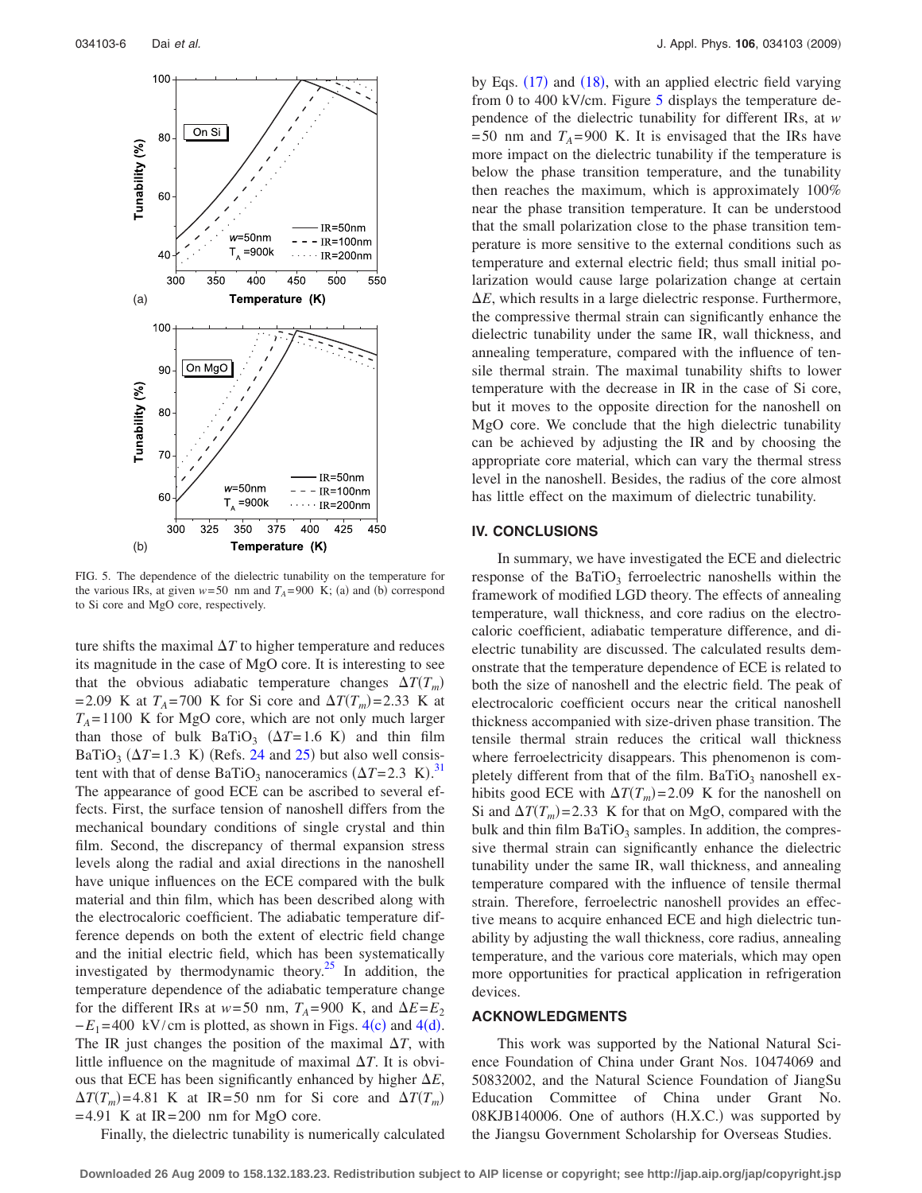FIG. 5. The dependence of the dielectric tunability on the temperature for the various IRs, at given $w=50$ nm and $T_A=900$ K; (a) and (b) correspond to Si core and MgO core, respectively.

ture shifts the maximal $\Delta T$ to higher temperature and reduces its magnitude in the case of MgO core. It is interesting to see that the obvious adiabatic temperature changes $\Delta T(T_m)=2.09$ K at $T_A=700$ K for Si core and $\Delta T(T_m)=2.33$ K at $T_A=1100$ K for MgO core, which are not only much larger than those of bulk $BaTiO_3$ ($\Delta T=1.6$ K) and thin film $BaTiO_3$ ($\Delta T=1.3$ K) (Refs. 24 and 25) but also well consistent with that of dense $BaTiO_3$ nanoceramics ($\Delta T=2.3$ K).[31] The appearance of good ECE can be ascribed to several effects. First, the surface tension of nanoshell differs from the mechanical boundary conditions of single crystal and thin film. Second, the discrepancy of thermal expansion stress levels along the radial and axial directions in the nanoshell have unique influences on the ECE compared with the bulk material and thin film, which has been described along with the electrocaloric coefficient. The adiabatic temperature difference depends on both the extent of electric field change and the initial electric field, which has been systematically investigated by thermodynamic theory.[25] In addition, the temperature dependence of the adiabatic temperature change for the different IRs at $w=50$ nm, $T_A=900$ K, and $\Delta E=E_2-E_1=400$ kV/cm is plotted, as shown in Figs. 4(c) and 4(d). The IR just changes the position of the maximal $\Delta T$, with little influence on the magnitude of maximal $\Delta T$. It is obvious that ECE has been significantly enhanced by higher $\Delta E$, $\Delta T(T_m)=4.81$ K at IR=50 nm for Si core and $\Delta T(T_m)=4.91$ K at IR=200 nm for MgO core.

Finally, the dielectric tunability is numerically calculated by Eqs. (17) and (18), with an applied electric field varying from 0 to 400 kV/cm. Figure 5 displays the temperature dependence of the dielectric tunability for different IRs, at $w=50$ nm and $T_A=900$ K. It is envisaged that the IRs have more impact on the dielectric tunability if the temperature is below the phase transition temperature, and the tunability then reaches the maximum, which is approximately 100% near the phase transition temperature. It can be understood that the small polarization close to the phase transition temperature is more sensitive to the external conditions such as temperature and external electric field; thus small initial polarization would cause large polarization change at certain $\Delta E$, which results in a large dielectric response. Furthermore, the compressive thermal strain can significantly enhance the dielectric tunability under the same IR, wall thickness, and annealing temperature, compared with the influence of tensile thermal strain. The maximal tunability shifts to lower temperature with the decrease in IR in the case of Si core, but it moves to the opposite direction for the nanoshell on MgO core. We conclude that the high dielectric tunability can be achieved by adjusting the IR and by choosing the appropriate core material, which can vary the thermal stress level in the nanoshell. Besides, the radius of the core almost has little effect on the maximum of dielectric tunability.

## IV. CONCLUSIONS

In summary, we have investigated the ECE and dielectric response of the $BaTiO_3$ ferroelectric nanoshells within the framework of modified LGD theory. The effects of annealing temperature, wall thickness, and core radius on the electrocaloric coefficient, adiabatic temperature difference, and dielectric tunability are discussed. The calculated results demonstrate that the temperature dependence of ECE is related to both the size of nanoshell and the electric field. The peak of electrocaloric coefficient occurs near the critical nanoshell thickness accompanied with size-driven phase transition. The tensile thermal strain reduces the critical wall thickness where ferroelectricity disappears. This phenomenon is completely different from that of the film. $BaTiO_3$ nanoshell exhibits good ECE with $\Delta T(T_m)=2.09$ K for the nanoshell on Si and $\Delta T(T_m)=2.33$ K for that on MgO, compared with the bulk and thin film $BaTiO_3$ samples. In addition, the compressive thermal strain can significantly enhance the dielectric tunability under the same IR, wall thickness, and annealing temperature compared with the influence of tensile thermal strain. Therefore, ferroelectric nanoshell provides an effective means to acquire enhanced ECE and high dielectric tunability by adjusting the wall thickness, core radius, annealing temperature, and the various core materials, which may open more opportunities for practical application in refrigeration devices.

## ACKNOWLEDGMENTS

This work was supported by the National Natural Science Foundation of China under Grant Nos. 10474069 and 50832002, and the Natural Science Foundation of JiangSu Education Committee of China under Grant No. 08KJB140006. One of authors (H.X.C.) was supported by the Jiangsu Government Scholarship for Overseas Studies.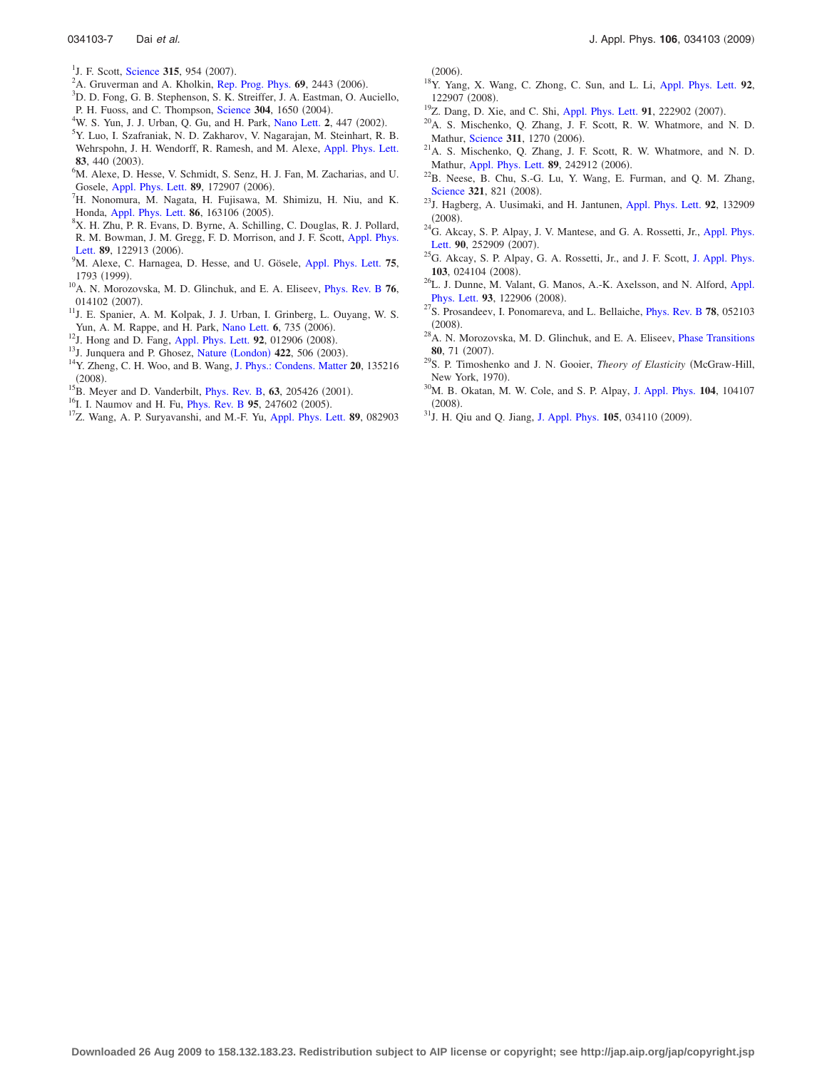[1] J. F. Scott, Science **315**, 954 (2007).

[2] A. Gruverman and A. Kholkin, Rep. Prog. Phys. **69**, 2443 (2006).

[3] D. D. Fong, G. B. Stephenson, S. K. Streiffer, J. A. Eastman, O. Auciello, P. H. Fuoss, and C. Thompson, Science **304**, 1650 (2004).

[4] W. S. Yun, J. J. Urban, Q. Gu, and H. Park, Nano Lett. **2**, 447 (2002).

[5] Y. Luo, I. Szafraniak, N. D. Zakharov, V. Nagarajan, M. Steinhart, R. B. Wehrspohn, J. H. Wendorff, R. Ramesh, and M. Alexe, Appl. Phys. Lett. **83**, 440 (2003).

[6] M. Alexe, D. Hesse, V. Schmidt, S. Senz, H. J. Fan, M. Zacharias, and U. Gosele, Appl. Phys. Lett. **89**, 172907 (2006).

[7] H. Nonomura, M. Nagata, H. Fujisawa, M. Shimizu, H. Niu, and K. Honda, Appl. Phys. Lett. **86**, 163106 (2005).

[8] X. H. Zhu, P. R. Evans, D. Byrne, A. Schilling, C. Douglas, R. J. Pollard, R. M. Bowman, J. M. Gregg, F. D. Morrison, and J. F. Scott, Appl. Phys. Lett. **89**, 122913 (2006).

[9] M. Alexe, C. Harnagea, D. Hesse, and U. Gösele, Appl. Phys. Lett. **75**, 1793 (1999).

[10] A. N. Morozovska, M. D. Glinchuk, and E. A. Eliseev, Phys. Rev. B **76**, 014102 (2007).

[11] J. E. Spanier, A. M. Kolpak, J. J. Urban, I. Grinberg, L. Ouyang, W. S. Yun, A. M. Rappe, and H. Park, Nano Lett. **6**, 735 (2006).

[12] J. Hong and D. Fang, Appl. Phys. Lett. **92**, 012906 (2008).

[13] J. Junquera and P. Ghosez, Nature (London) **422**, 506 (2003).

[14] Y. Zheng, C. H. Woo, and B. Wang, J. Phys.: Condens. Matter **20**, 135216 (2008).

[15] B. Meyer and D. Vanderbilt, Phys. Rev. B, **63**, 205426 (2001).

[16] I. I. Naumov and H. Fu, Phys. Rev. B **95**, 247602 (2005).

[17] Z. Wang, A. P. Suryavanshi, and M.-F. Yu, Appl. Phys. Lett. **89**, 082903 (2006).

[18] Y. Yang, X. Wang, C. Zhong, C. Sun, and L. Li, Appl. Phys. Lett. **92**, 122907 (2008).

[19] Z. Dang, D. Xie, and C. Shi, Appl. Phys. Lett. **91**, 222902 (2007).

[20] A. S. Mischenko, Q. Zhang, J. F. Scott, R. W. Whatmore, and N. D. Mathur, Science **311**, 1270 (2006).

[21] A. S. Mischenko, Q. Zhang, J. F. Scott, R. W. Whatmore, and N. D. Mathur, Appl. Phys. Lett. **89**, 242912 (2006).

[22] B. Neese, B. Chu, S.-G. Lu, Y. Wang, E. Furman, and Q. M. Zhang, Science **321**, 821 (2008).

[23] J. Hagberg, A. Uusimaki, and H. Jantunen, Appl. Phys. Lett. **92**, 132909 (2008).

[24] G. Akcay, S. P. Alpay, J. V. Mantese, and G. A. Rossetti, Jr., Appl. Phys. Lett. **90**, 252909 (2007).

[25] G. Akcay, S. P. Alpay, G. A. Rossetti, Jr., and J. F. Scott, J. Appl. Phys. **103**, 024104 (2008).

[26] L. J. Dunne, M. Valant, G. Manos, A.-K. Axelsson, and N. Alford, Appl. Phys. Lett. **93**, 122906 (2008).

[27] S. Prosandeev, I. Ponomareva, and L. Bellaiche, Phys. Rev. B **78**, 052103 (2008).

[28] A. N. Morozovska, M. D. Glinchuk, and E. A. Eliseev, Phase Transitions **80**, 71 (2007).

[29] S. P. Timoshenko and J. N. Gooier, *Theory of Elasticity* (McGraw-Hill, New York, 1970).

[30] M. B. Okatan, M. W. Cole, and S. P. Alpay, J. Appl. Phys. **104**, 104107 (2008).

[31] J. H. Qiu and Q. Jiang, J. Appl. Phys. **105**, 034110 (2009).